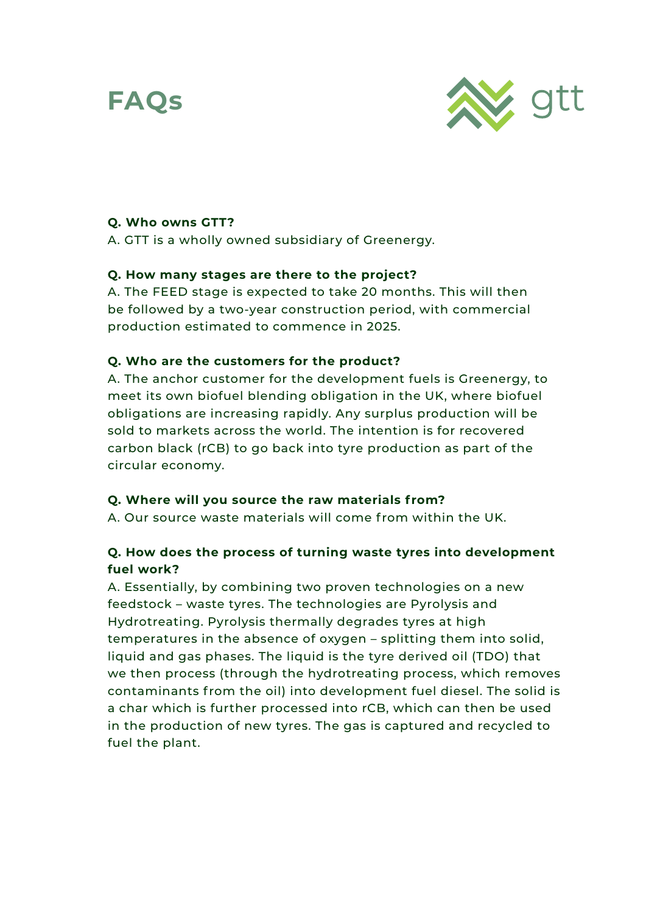# FAQs

gtt

**Q. Who owns GTT?**

A. GTT is a wholly owned subsidiary of Greenergy.

**Q. How many stages are there to the project?**

A. The FEED stage is expected to take 20 months. This will then be followed by a two-year construction period, with commercial production estimated to commence in 2025.

**Q. Who are the customers for the product?**

A. The anchor customer for the development fuels is Greenergy, to meet its own biofuel blending obligation in the UK, where biofuel obligations are increasing rapidly. Any surplus production will be sold to markets across the world. The intention is for recovered carbon black (rCB) to go back into tyre production as part of the circular economy.

**Q. Where will you source the raw materials from?**

A. Our source waste materials will come from within the UK.

**Q. How does the process of turning waste tyres into development fuel work?**

A. Essentially, by combining two proven technologies on a new feedstock – waste tyres. The technologies are Pyrolysis and Hydrotreating. Pyrolysis thermally degrades tyres at high temperatures in the absence of oxygen – splitting them into solid, liquid and gas phases. The liquid is the tyre derived oil (TDO) that we then process (through the hydrotreating process, which removes contaminants from the oil) into development fuel diesel. The solid is a char which is further processed into rCB, which can then be used in the production of new tyres. The gas is captured and recycled to fuel the plant.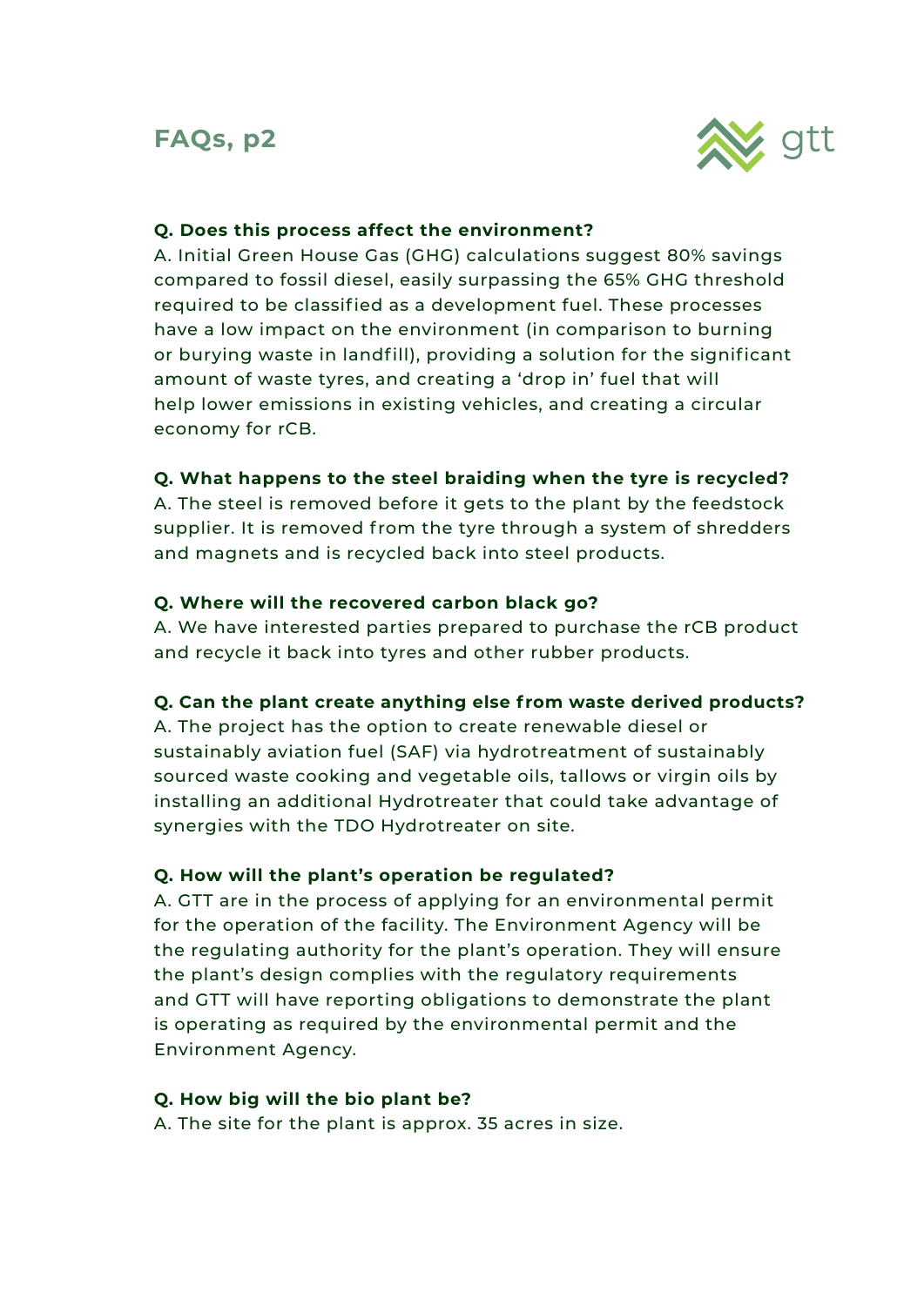## FAQs, p2

**Q. Does this process affect the environment?**
A. Initial Green House Gas (GHG) calculations suggest 80% savings compared to fossil diesel, easily surpassing the 65% GHG threshold required to be classified as a development fuel. These processes have a low impact on the environment (in comparison to burning or burying waste in landfill), providing a solution for the significant amount of waste tyres, and creating a 'drop in' fuel that will help lower emissions in existing vehicles, and creating a circular economy for rCB.

**Q. What happens to the steel braiding when the tyre is recycled?**
A. The steel is removed before it gets to the plant by the feedstock supplier. It is removed from the tyre through a system of shredders and magnets and is recycled back into steel products.

**Q. Where will the recovered carbon black go?**
A. We have interested parties prepared to purchase the rCB product and recycle it back into tyres and other rubber products.

**Q. Can the plant create anything else from waste derived products?**
A. The project has the option to create renewable diesel or sustainably aviation fuel (SAF) via hydrotreatment of sustainably sourced waste cooking and vegetable oils, tallows or virgin oils by installing an additional Hydrotreater that could take advantage of synergies with the TDO Hydrotreater on site.

**Q. How will the plant's operation be regulated?**
A. GTT are in the process of applying for an environmental permit for the operation of the facility. The Environment Agency will be the regulating authority for the plant's operation. They will ensure the plant's design complies with the regulatory requirements and GTT will have reporting obligations to demonstrate the plant is operating as required by the environmental permit and the Environment Agency.

**Q. How big will the bio plant be?**
A. The site for the plant is approx. 35 acres in size.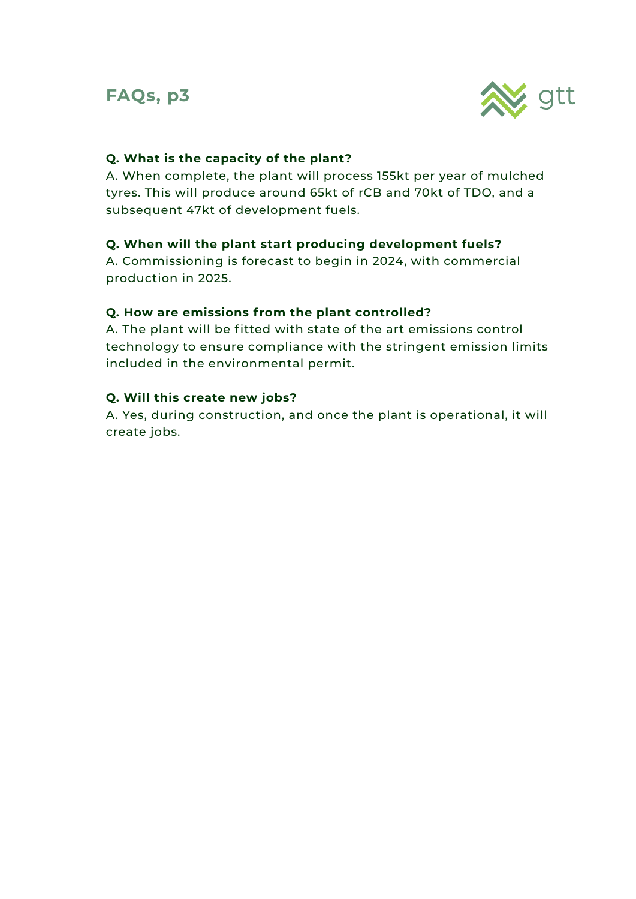## FAQs, p3

**Q. What is the capacity of the plant?**

A. When complete, the plant will process 155kt per year of mulched tyres. This will produce around 65kt of rCB and 70kt of TDO, and a subsequent 47kt of development fuels.

**Q. When will the plant start producing development fuels?**

A. Commissioning is forecast to begin in 2024, with commercial production in 2025.

**Q. How are emissions from the plant controlled?**

A. The plant will be fitted with state of the art emissions control technology to ensure compliance with the stringent emission limits included in the environmental permit.

**Q. Will this create new jobs?**

A. Yes, during construction, and once the plant is operational, it will create jobs.